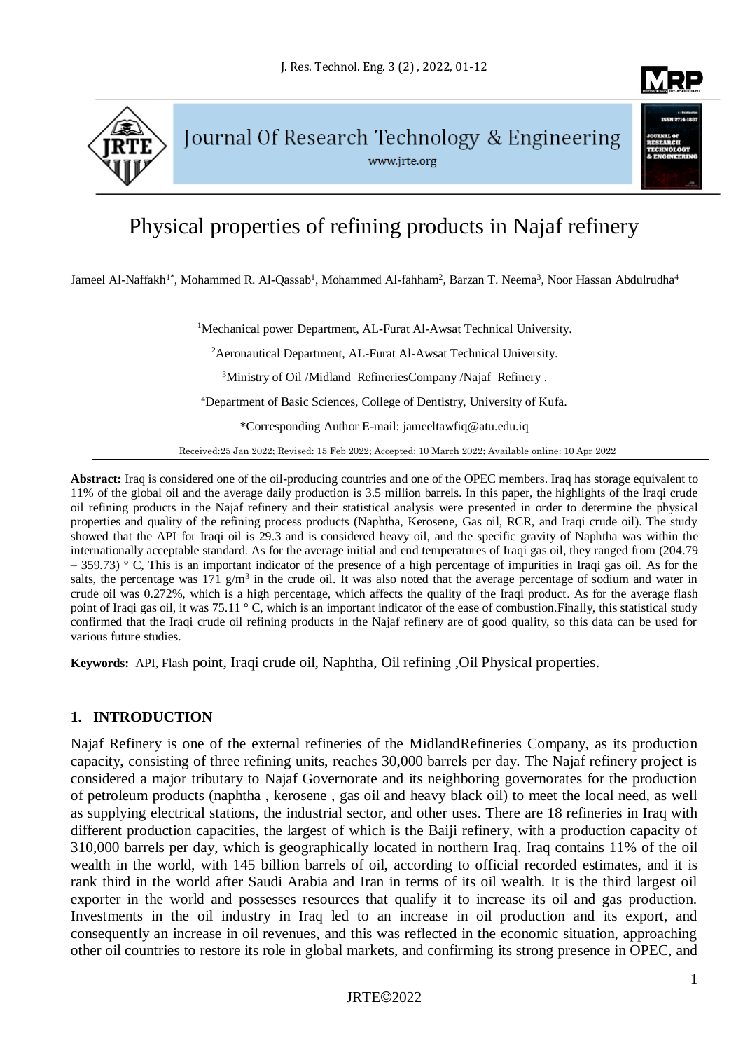# Physical properties of refining products in Najaf refinery

Jameel Al-Naffakh[1*], Mohammed R. Al-Qassab[1], Mohammed Al-fahham[2], Barzan T. Neema[3], Noor Hassan Abdulrudha[4]

[1]Mechanical power Department, AL-Furat Al-Awsat Technical University.

[2]Aeronautical Department, AL-Furat Al-Awsat Technical University.

[3]Ministry of Oil /Midland RefineriesCompany /Najaf Refinery .

[4]Department of Basic Sciences, College of Dentistry, University of Kufa.

*Corresponding Author E-mail: jameeltawfiq@atu.edu.iq

Received:25 Jan 2022; Revised: 15 Feb 2022; Accepted: 10 March 2022; Available online: 10 Apr 2022

**Abstract:** Iraq is considered one of the oil-producing countries and one of the OPEC members. Iraq has storage equivalent to 11% of the global oil and the average daily production is 3.5 million barrels. In this paper, the highlights of the Iraqi crude oil refining products in the Najaf refinery and their statistical analysis were presented in order to determine the physical properties and quality of the refining process products (Naphtha, Kerosene, Gas oil, RCR, and Iraqi crude oil). The study showed that the API for Iraqi oil is 29.3 and is considered heavy oil, and the specific gravity of Naphtha was within the internationally acceptable standard. As for the average initial and end temperatures of Iraqi gas oil, they ranged from (204.79 – 359.73) ° C, This is an important indicator of the presence of a high percentage of impurities in Iraqi gas oil. As for the salts, the percentage was 171 g/m$^3$ in the crude oil. It was also noted that the average percentage of sodium and water in crude oil was 0.272%, which is a high percentage, which affects the quality of the Iraqi product. As for the average flash point of Iraqi gas oil, it was 75.11 ° C, which is an important indicator of the ease of combustion.Finally, this statistical study confirmed that the Iraqi crude oil refining products in the Najaf refinery are of good quality, so this data can be used for various future studies.

**Keywords:** API, Flash point, Iraqi crude oil, Naphtha, Oil refining ,Oil Physical properties.

## 1. INTRODUCTION

Najaf Refinery is one of the external refineries of the MidlandRefineries Company, as its production capacity, consisting of three refining units, reaches 30,000 barrels per day. The Najaf refinery project is considered a major tributary to Najaf Governorate and its neighboring governorates for the production of petroleum products (naphtha , kerosene , gas oil and heavy black oil) to meet the local need, as well as supplying electrical stations, the industrial sector, and other uses. There are 18 refineries in Iraq with different production capacities, the largest of which is the Baiji refinery, with a production capacity of 310,000 barrels per day, which is geographically located in northern Iraq. Iraq contains 11% of the oil wealth in the world, with 145 billion barrels of oil, according to official recorded estimates, and it is rank third in the world after Saudi Arabia and Iran in terms of its oil wealth. It is the third largest oil exporter in the world and possesses resources that qualify it to increase its oil and gas production. Investments in the oil industry in Iraq led to an increase in oil production and its export, and consequently an increase in oil revenues, and this was reflected in the economic situation, approaching other oil countries to restore its role in global markets, and confirming its strong presence in OPEC, and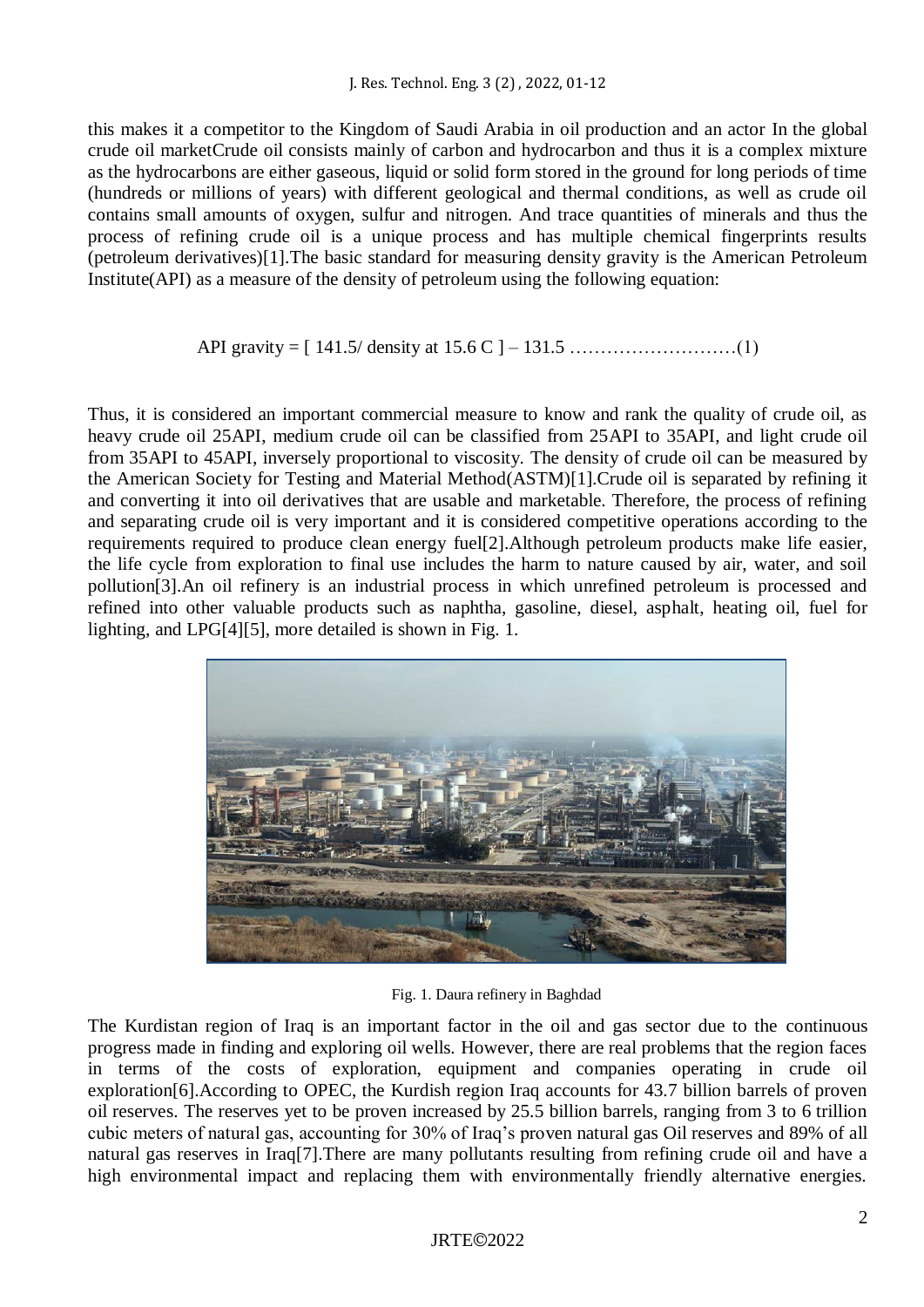this makes it a competitor to the Kingdom of Saudi Arabia in oil production and an actor In the global crude oil marketCrude oil consists mainly of carbon and hydrocarbon and thus it is a complex mixture as the hydrocarbons are either gaseous, liquid or solid form stored in the ground for long periods of time (hundreds or millions of years) with different geological and thermal conditions, as well as crude oil contains small amounts of oxygen, sulfur and nitrogen. And trace quantities of minerals and thus the process of refining crude oil is a unique process and has multiple chemical fingerprints results (petroleum derivatives)[1].The basic standard for measuring density gravity is the American Petroleum Institute(API) as a measure of the density of petroleum using the following equation:

$$\text{API gravity} = [\, 141.5/\ \text{density at } 15.6\ \text{C}\,] - 131.5 \quad \ldots\ldots\ldots\ldots\ldots\ldots\ldots\ldots(1)$$

Thus, it is considered an important commercial measure to know and rank the quality of crude oil, as heavy crude oil 25API, medium crude oil can be classified from 25API to 35API, and light crude oil from 35API to 45API, inversely proportional to viscosity. The density of crude oil can be measured by the American Society for Testing and Material Method(ASTM)[1].Crude oil is separated by refining it and converting it into oil derivatives that are usable and marketable. Therefore, the process of refining and separating crude oil is very important and it is considered competitive operations according to the requirements required to produce clean energy fuel[2].Although petroleum products make life easier, the life cycle from exploration to final use includes the harm to nature caused by air, water, and soil pollution[3].An oil refinery is an industrial process in which unrefined petroleum is processed and refined into other valuable products such as naphtha, gasoline, diesel, asphalt, heating oil, fuel for lighting, and LPG[4][5], more detailed is shown in Fig. 1.

Fig. 1. Daura refinery in Baghdad

The Kurdistan region of Iraq is an important factor in the oil and gas sector due to the continuous progress made in finding and exploring oil wells. However, there are real problems that the region faces in terms of the costs of exploration, equipment and companies operating in crude oil exploration[6].According to OPEC, the Kurdish region Iraq accounts for 43.7 billion barrels of proven oil reserves. The reserves yet to be proven increased by 25.5 billion barrels, ranging from 3 to 6 trillion cubic meters of natural gas, accounting for 30% of Iraq's proven natural gas Oil reserves and 89% of all natural gas reserves in Iraq[7].There are many pollutants resulting from refining crude oil and have a high environmental impact and replacing them with environmentally friendly alternative energies.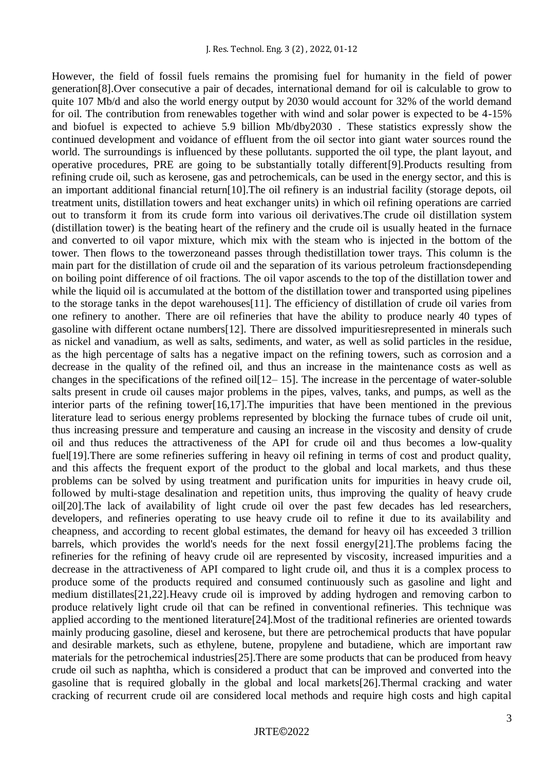However, the field of fossil fuels remains the promising fuel for humanity in the field of power generation[8].Over consecutive a pair of decades, international demand for oil is calculable to grow to quite 107 Mb/d and also the world energy output by 2030 would account for 32% of the world demand for oil. The contribution from renewables together with wind and solar power is expected to be 4-15% and biofuel is expected to achieve 5.9 billion Mb/dby2030 . These statistics expressly show the continued development and voidance of effluent from the oil sector into giant water sources round the world. The surroundings is influenced by these pollutants. supported the oil type, the plant layout, and operative procedures, PRE are going to be substantially totally different[9].Products resulting from refining crude oil, such as kerosene, gas and petrochemicals, can be used in the energy sector, and this is an important additional financial return[10].The oil refinery is an industrial facility (storage depots, oil treatment units, distillation towers and heat exchanger units) in which oil refining operations are carried out to transform it from its crude form into various oil derivatives.The crude oil distillation system (distillation tower) is the beating heart of the refinery and the crude oil is usually heated in the furnace and converted to oil vapor mixture, which mix with the steam who is injected in the bottom of the tower. Then flows to the towerzoneand passes through thedistillation tower trays. This column is the main part for the distillation of crude oil and the separation of its various petroleum fractionsdepending on boiling point difference of oil fractions. The oil vapor ascends to the top of the distillation tower and while the liquid oil is accumulated at the bottom of the distillation tower and transported using pipelines to the storage tanks in the depot warehouses[11]. The efficiency of distillation of crude oil varies from one refinery to another. There are oil refineries that have the ability to produce nearly 40 types of gasoline with different octane numbers[12]. There are dissolved impuritiesrepresented in minerals such as nickel and vanadium, as well as salts, sediments, and water, as well as solid particles in the residue, as the high percentage of salts has a negative impact on the refining towers, such as corrosion and a decrease in the quality of the refined oil, and thus an increase in the maintenance costs as well as changes in the specifications of the refined oil[12– 15]. The increase in the percentage of water-soluble salts present in crude oil causes major problems in the pipes, valves, tanks, and pumps, as well as the interior parts of the refining tower[16,17].The impurities that have been mentioned in the previous literature lead to serious energy problems represented by blocking the furnace tubes of crude oil unit, thus increasing pressure and temperature and causing an increase in the viscosity and density of crude oil and thus reduces the attractiveness of the API for crude oil and thus becomes a low-quality fuel[19].There are some refineries suffering in heavy oil refining in terms of cost and product quality, and this affects the frequent export of the product to the global and local markets, and thus these problems can be solved by using treatment and purification units for impurities in heavy crude oil, followed by multi-stage desalination and repetition units, thus improving the quality of heavy crude oil[20].The lack of availability of light crude oil over the past few decades has led researchers, developers, and refineries operating to use heavy crude oil to refine it due to its availability and cheapness, and according to recent global estimates, the demand for heavy oil has exceeded 3 trillion barrels, which provides the world's needs for the next fossil energy[21].The problems facing the refineries for the refining of heavy crude oil are represented by viscosity, increased impurities and a decrease in the attractiveness of API compared to light crude oil, and thus it is a complex process to produce some of the products required and consumed continuously such as gasoline and light and medium distillates[21,22].Heavy crude oil is improved by adding hydrogen and removing carbon to produce relatively light crude oil that can be refined in conventional refineries. This technique was applied according to the mentioned literature[24].Most of the traditional refineries are oriented towards mainly producing gasoline, diesel and kerosene, but there are petrochemical products that have popular and desirable markets, such as ethylene, butene, propylene and butadiene, which are important raw materials for the petrochemical industries[25].There are some products that can be produced from heavy crude oil such as naphtha, which is considered a product that can be improved and converted into the gasoline that is required globally in the global and local markets[26].Thermal cracking and water cracking of recurrent crude oil are considered local methods and require high costs and high capital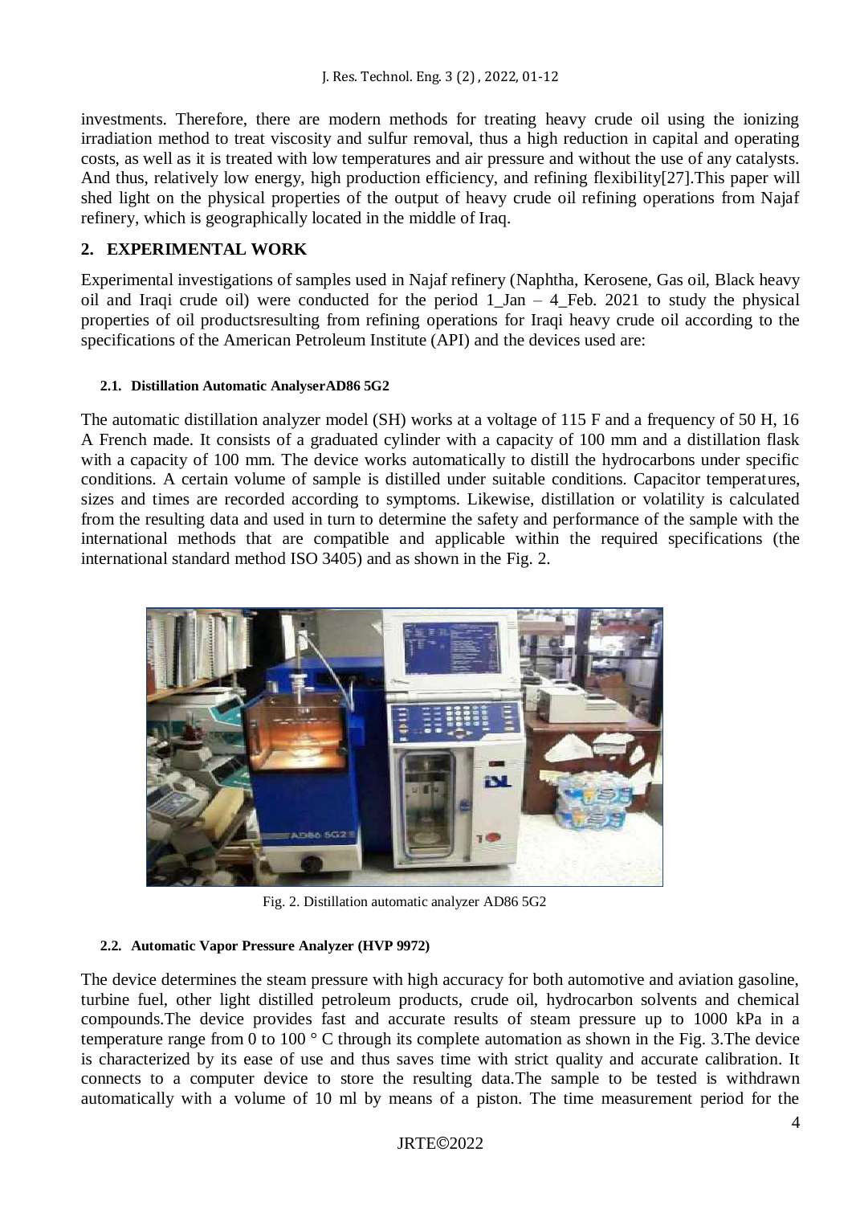investments. Therefore, there are modern methods for treating heavy crude oil using the ionizing irradiation method to treat viscosity and sulfur removal, thus a high reduction in capital and operating costs, as well as it is treated with low temperatures and air pressure and without the use of any catalysts. And thus, relatively low energy, high production efficiency, and refining flexibility[27].This paper will shed light on the physical properties of the output of heavy crude oil refining operations from Najaf refinery, which is geographically located in the middle of Iraq.

## 2. EXPERIMENTAL WORK

Experimental investigations of samples used in Najaf refinery (Naphtha, Kerosene, Gas oil, Black heavy oil and Iraqi crude oil) were conducted for the period 1_Jan – 4_Feb. 2021 to study the physical properties of oil productsresulting from refining operations for Iraqi heavy crude oil according to the specifications of the American Petroleum Institute (API) and the devices used are:

### 2.1. Distillation Automatic AnalyserAD86 5G2

The automatic distillation analyzer model (SH) works at a voltage of 115 F and a frequency of 50 H, 16 A French made. It consists of a graduated cylinder with a capacity of 100 mm and a distillation flask with a capacity of 100 mm. The device works automatically to distill the hydrocarbons under specific conditions. A certain volume of sample is distilled under suitable conditions. Capacitor temperatures, sizes and times are recorded according to symptoms. Likewise, distillation or volatility is calculated from the resulting data and used in turn to determine the safety and performance of the sample with the international methods that are compatible and applicable within the required specifications (the international standard method ISO 3405) and as shown in the Fig. 2.

Fig. 2. Distillation automatic analyzer AD86 5G2

### 2.2. Automatic Vapor Pressure Analyzer (HVP 9972)

The device determines the steam pressure with high accuracy for both automotive and aviation gasoline, turbine fuel, other light distilled petroleum products, crude oil, hydrocarbon solvents and chemical compounds.The device provides fast and accurate results of steam pressure up to 1000 kPa in a temperature range from 0 to 100 ° C through its complete automation as shown in the Fig. 3.The device is characterized by its ease of use and thus saves time with strict quality and accurate calibration. It connects to a computer device to store the resulting data.The sample to be tested is withdrawn automatically with a volume of 10 ml by means of a piston. The time measurement period for the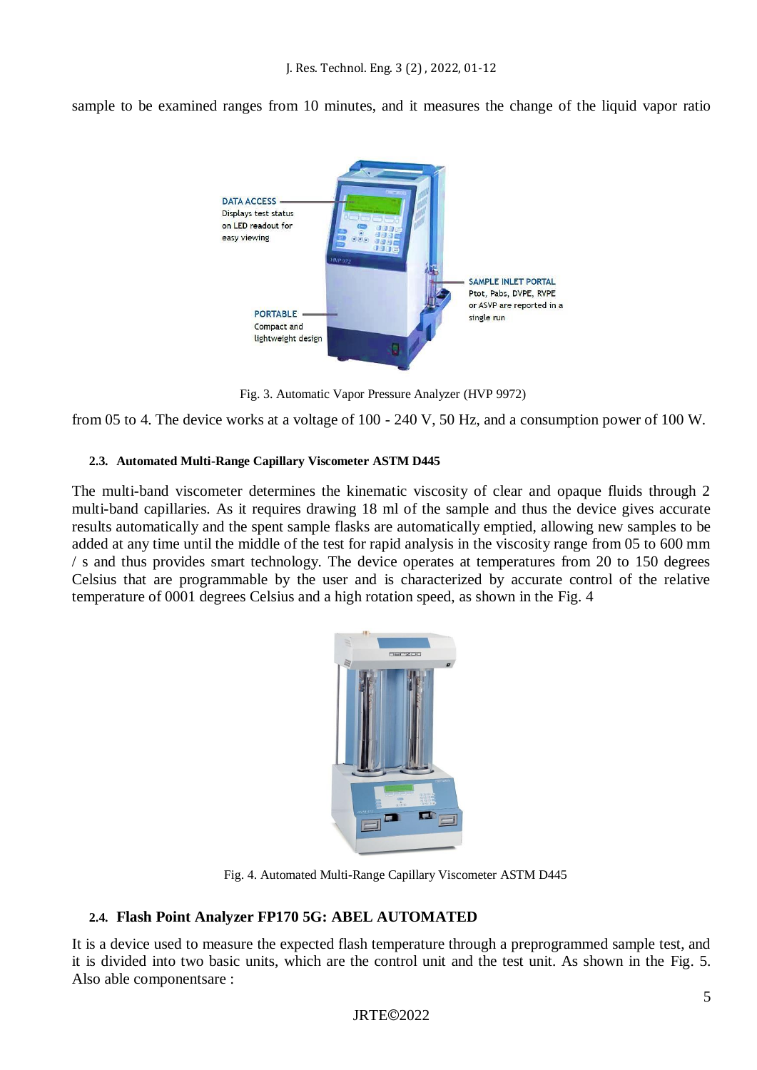sample to be examined ranges from 10 minutes, and it measures the change of the liquid vapor ratio

Fig. 3. Automatic Vapor Pressure Analyzer (HVP 9972)

from 05 to 4. The device works at a voltage of 100 - 240 V, 50 Hz, and a consumption power of 100 W.

#### 2.3. Automated Multi-Range Capillary Viscometer ASTM D445

The multi-band viscometer determines the kinematic viscosity of clear and opaque fluids through 2 multi-band capillaries. As it requires drawing 18 ml of the sample and thus the device gives accurate results automatically and the spent sample flasks are automatically emptied, allowing new samples to be added at any time until the middle of the test for rapid analysis in the viscosity range from 05 to 600 mm / s and thus provides smart technology. The device operates at temperatures from 20 to 150 degrees Celsius that are programmable by the user and is characterized by accurate control of the relative temperature of 0001 degrees Celsius and a high rotation speed, as shown in the Fig. 4

Fig. 4. Automated Multi-Range Capillary Viscometer ASTM D445

#### 2.4. Flash Point Analyzer FP170 5G: ABEL AUTOMATED

It is a device used to measure the expected flash temperature through a preprogrammed sample test, and it is divided into two basic units, which are the control unit and the test unit. As shown in the Fig. 5. Also able componentsare :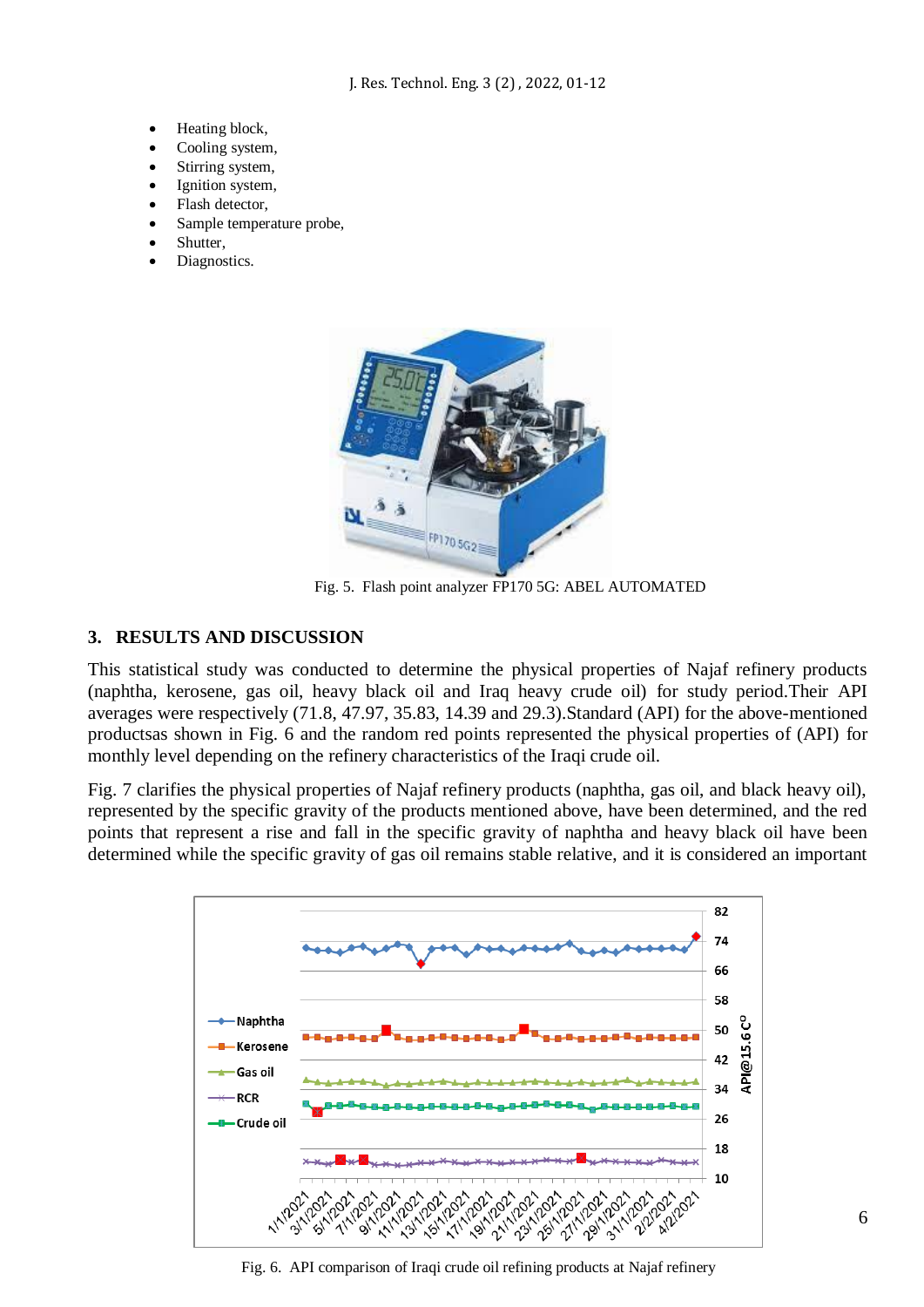- Heating block,
- Cooling system,
- Stirring system,
- Ignition system,
- Flash detector,
- Sample temperature probe,
- Shutter,
- Diagnostics.

Fig. 5. Flash point analyzer FP170 5G: ABEL AUTOMATED

## 3. RESULTS AND DISCUSSION

This statistical study was conducted to determine the physical properties of Najaf refinery products (naphtha, kerosene, gas oil, heavy black oil and Iraq heavy crude oil) for study period.Their API averages were respectively (71.8, 47.97, 35.83, 14.39 and 29.3).Standard (API) for the above-mentioned productsas shown in Fig. 6 and the random red points represented the physical properties of (API) for monthly level depending on the refinery characteristics of the Iraqi crude oil.

Fig. 7 clarifies the physical properties of Najaf refinery products (naphtha, gas oil, and black heavy oil), represented by the specific gravity of the products mentioned above, have been determined, and the red points that represent a rise and fall in the specific gravity of naphtha and heavy black oil have been determined while the specific gravity of gas oil remains stable relative, and it is considered an important

Fig. 6. API comparison of Iraqi crude oil refining products at Najaf refinery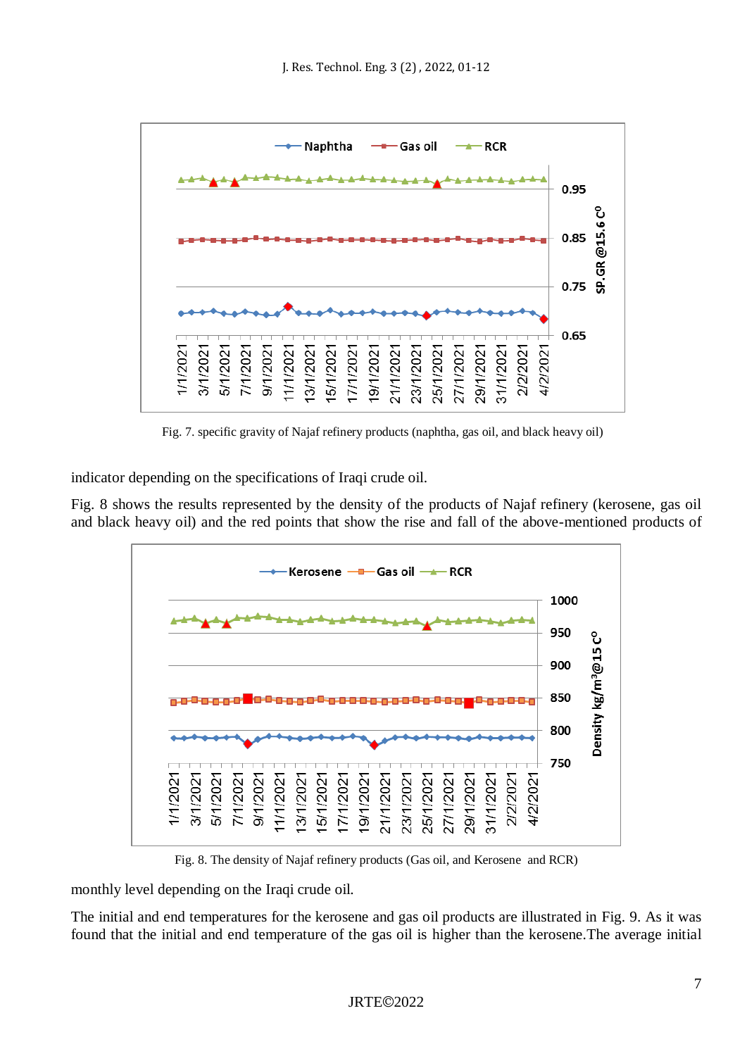Fig. 7. specific gravity of Najaf refinery products (naphtha, gas oil, and black heavy oil)

indicator depending on the specifications of Iraqi crude oil.

Fig. 8 shows the results represented by the density of the products of Najaf refinery (kerosene, gas oil and black heavy oil) and the red points that show the rise and fall of the above-mentioned products of monthly level depending on the Iraqi crude oil.

Fig. 8. The density of Najaf refinery products (Gas oil, and Kerosene and RCR)

The initial and end temperatures for the kerosene and gas oil products are illustrated in Fig. 9. As it was found that the initial and end temperature of the gas oil is higher than the kerosene.The average initial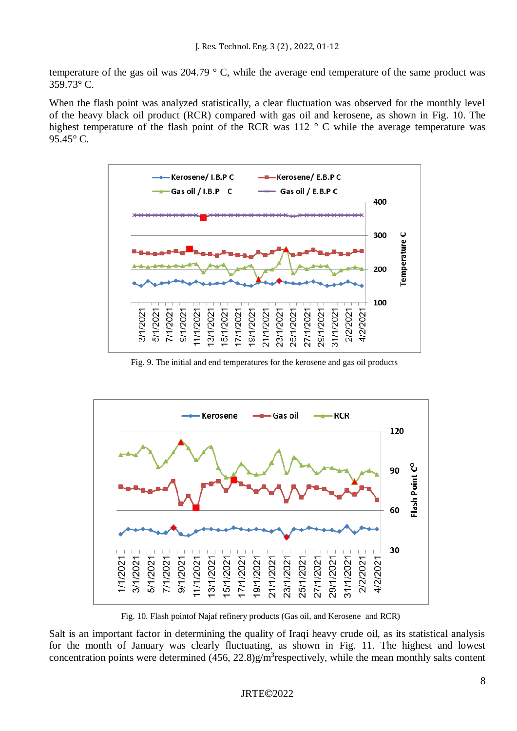temperature of the gas oil was 204.79 ° C, while the average end temperature of the same product was 359.73° C.

When the flash point was analyzed statistically, a clear fluctuation was observed for the monthly level of the heavy black oil product (RCR) compared with gas oil and kerosene, as shown in Fig. 10. The highest temperature of the flash point of the RCR was 112 ° C while the average temperature was 95.45° C.

Fig. 9. The initial and end temperatures for the kerosene and gas oil products

Fig. 10. Flash pointof Najaf refinery products (Gas oil, and Kerosene and RCR)

Salt is an important factor in determining the quality of Iraqi heavy crude oil, as its statistical analysis for the month of January was clearly fluctuating, as shown in Fig. 11. The highest and lowest concentration points were determined (456, 22.8)g/m$^3$respectively, while the mean monthly salts content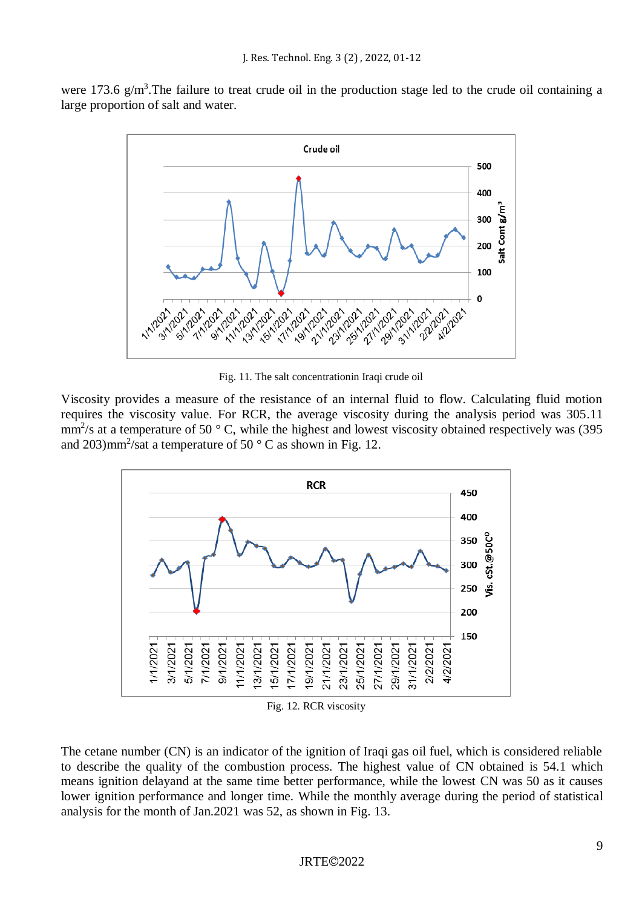were 173.6 g/m$^3$.The failure to treat crude oil in the production stage led to the crude oil containing a large proportion of salt and water.

Fig. 11. The salt concentrationin Iraqi crude oil

Viscosity provides a measure of the resistance of an internal fluid to flow. Calculating fluid motion requires the viscosity value. For RCR, the average viscosity during the analysis period was 305.11 mm$^2$/s at a temperature of 50 ° C, while the highest and lowest viscosity obtained respectively was (395 and 203)mm$^2$/sat a temperature of 50 ° C as shown in Fig. 12.

Fig. 12. RCR viscosity

The cetane number (CN) is an indicator of the ignition of Iraqi gas oil fuel, which is considered reliable to describe the quality of the combustion process. The highest value of CN obtained is 54.1 which means ignition delayand at the same time better performance, while the lowest CN was 50 as it causes lower ignition performance and longer time. While the monthly average during the period of statistical analysis for the month of Jan.2021 was 52, as shown in Fig. 13.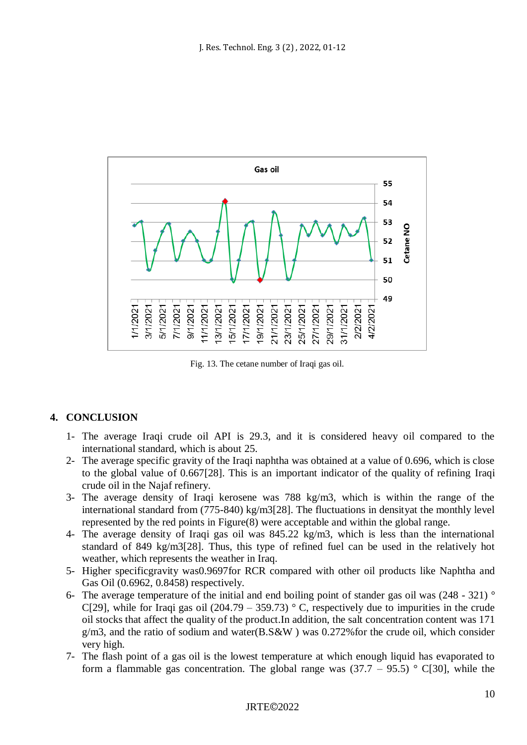Fig. 13. The cetane number of Iraqi gas oil.

## 4. CONCLUSION

1- The average Iraqi crude oil API is 29.3, and it is considered heavy oil compared to the international standard, which is about 25.
2- The average specific gravity of the Iraqi naphtha was obtained at a value of 0.696, which is close to the global value of 0.667[28]. This is an important indicator of the quality of refining Iraqi crude oil in the Najaf refinery.
3- The average density of Iraqi kerosene was 788 kg/m3, which is within the range of the international standard from (775-840) kg/m3[28]. The fluctuations in densityat the monthly level represented by the red points in Figure(8) were acceptable and within the global range.
4- The average density of Iraqi gas oil was 845.22 kg/m3, which is less than the international standard of 849 kg/m3[28]. Thus, this type of refined fuel can be used in the relatively hot weather, which represents the weather in Iraq.
5- Higher specificgravity was0.9697for RCR compared with other oil products like Naphtha and Gas Oil (0.6962, 0.8458) respectively.
6- The average temperature of the initial and end boiling point of stander gas oil was (248 - 321) ° C[29], while for Iraqi gas oil (204.79 – 359.73) ° C, respectively due to impurities in the crude oil stocks that affect the quality of the product.In addition, the salt concentration content was 171 g/m3, and the ratio of sodium and water(B.S&W ) was 0.272%for the crude oil, which consider very high.
7- The flash point of a gas oil is the lowest temperature at which enough liquid has evaporated to form a flammable gas concentration. The global range was (37.7 – 95.5) ° C[30], while the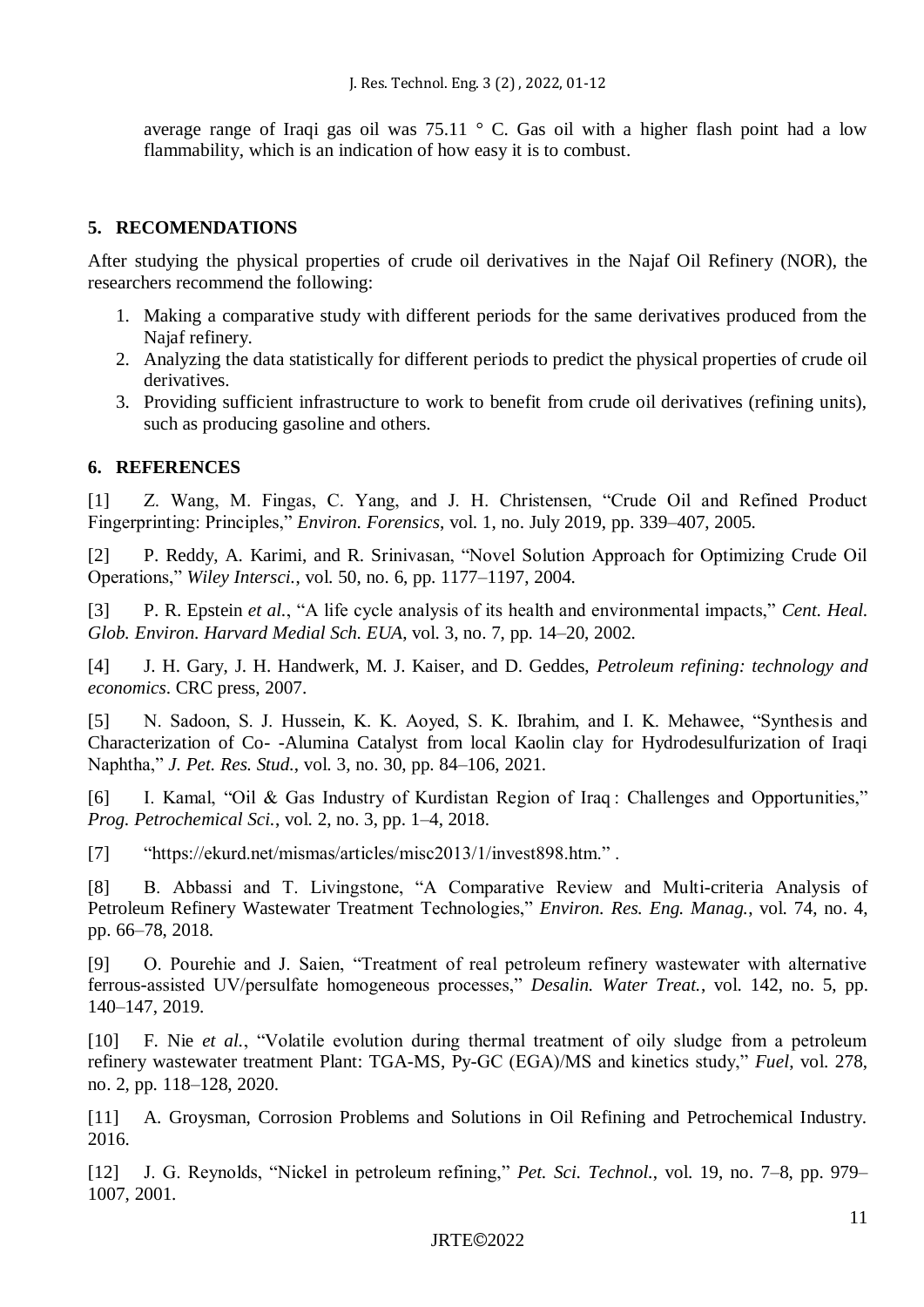average range of Iraqi gas oil was 75.11 ° C. Gas oil with a higher flash point had a low flammability, which is an indication of how easy it is to combust.

## 5. RECOMENDATIONS

After studying the physical properties of crude oil derivatives in the Najaf Oil Refinery (NOR), the researchers recommend the following:

1. Making a comparative study with different periods for the same derivatives produced from the Najaf refinery.
2. Analyzing the data statistically for different periods to predict the physical properties of crude oil derivatives.
3. Providing sufficient infrastructure to work to benefit from crude oil derivatives (refining units), such as producing gasoline and others.

## 6. REFERENCES

[1] Z. Wang, M. Fingas, C. Yang, and J. H. Christensen, "Crude Oil and Refined Product Fingerprinting: Principles," *Environ. Forensics*, vol. 1, no. July 2019, pp. 339–407, 2005.

[2] P. Reddy, A. Karimi, and R. Srinivasan, "Novel Solution Approach for Optimizing Crude Oil Operations," *Wiley Intersci.*, vol. 50, no. 6, pp. 1177–1197, 2004.

[3] P. R. Epstein *et al.*, "A life cycle analysis of its health and environmental impacts," *Cent. Heal. Glob. Environ. Harvard Medial Sch. EUA*, vol. 3, no. 7, pp. 14–20, 2002.

[4] J. H. Gary, J. H. Handwerk, M. J. Kaiser, and D. Geddes, *Petroleum refining: technology and economics*. CRC press, 2007.

[5] N. Sadoon, S. J. Hussein, K. K. Aoyed, S. K. Ibrahim, and I. K. Mehawee, "Synthesis and Characterization of Co- -Alumina Catalyst from local Kaolin clay for Hydrodesulfurization of Iraqi Naphtha," *J. Pet. Res. Stud.*, vol. 3, no. 30, pp. 84–106, 2021.

[6] I. Kamal, "Oil & Gas Industry of Kurdistan Region of Iraq : Challenges and Opportunities," *Prog. Petrochemical Sci.*, vol. 2, no. 3, pp. 1–4, 2018.

[7] "https://ekurd.net/mismas/articles/misc2013/1/invest898.htm." .

[8] B. Abbassi and T. Livingstone, "A Comparative Review and Multi-criteria Analysis of Petroleum Refinery Wastewater Treatment Technologies," *Environ. Res. Eng. Manag.*, vol. 74, no. 4, pp. 66–78, 2018.

[9] O. Pourehie and J. Saien, "Treatment of real petroleum refinery wastewater with alternative ferrous-assisted UV/persulfate homogeneous processes," *Desalin. Water Treat.*, vol. 142, no. 5, pp. 140–147, 2019.

[10] F. Nie *et al.*, "Volatile evolution during thermal treatment of oily sludge from a petroleum refinery wastewater treatment Plant: TGA-MS, Py-GC (EGA)/MS and kinetics study," *Fuel*, vol. 278, no. 2, pp. 118–128, 2020.

[11] A. Groysman, Corrosion Problems and Solutions in Oil Refining and Petrochemical Industry. 2016.

[12] J. G. Reynolds, "Nickel in petroleum refining," *Pet. Sci. Technol.*, vol. 19, no. 7–8, pp. 979–1007, 2001.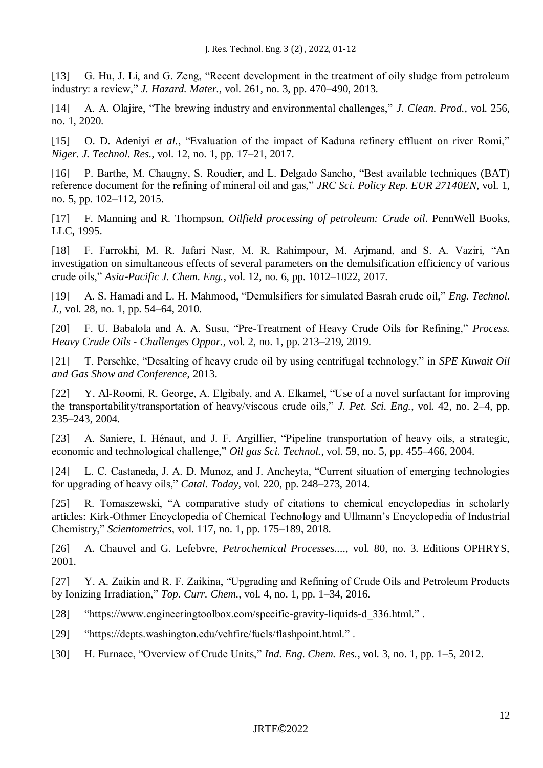[13] G. Hu, J. Li, and G. Zeng, "Recent development in the treatment of oily sludge from petroleum industry: a review," *J. Hazard. Mater.*, vol. 261, no. 3, pp. 470–490, 2013.

[14] A. A. Olajire, "The brewing industry and environmental challenges," *J. Clean. Prod.*, vol. 256, no. 1, 2020.

[15] O. D. Adeniyi *et al.*, "Evaluation of the impact of Kaduna refinery effluent on river Romi," *Niger. J. Technol. Res.*, vol. 12, no. 1, pp. 17–21, 2017.

[16] P. Barthe, M. Chaugny, S. Roudier, and L. Delgado Sancho, "Best available techniques (BAT) reference document for the refining of mineral oil and gas," *JRC Sci. Policy Rep. EUR 27140EN*, vol. 1, no. 5, pp. 102–112, 2015.

[17] F. Manning and R. Thompson, *Oilfield processing of petroleum: Crude oil*. PennWell Books, LLC, 1995.

[18] F. Farrokhi, M. R. Jafari Nasr, M. R. Rahimpour, M. Arjmand, and S. A. Vaziri, "An investigation on simultaneous effects of several parameters on the demulsification efficiency of various crude oils," *Asia-Pacific J. Chem. Eng.*, vol. 12, no. 6, pp. 1012–1022, 2017.

[19] A. S. Hamadi and L. H. Mahmood, "Demulsifiers for simulated Basrah crude oil," *Eng. Technol. J.*, vol. 28, no. 1, pp. 54–64, 2010.

[20] F. U. Babalola and A. A. Susu, "Pre-Treatment of Heavy Crude Oils for Refining," *Process. Heavy Crude Oils - Challenges Oppor.*, vol. 2, no. 1, pp. 213–219, 2019.

[21] T. Perschke, "Desalting of heavy crude oil by using centrifugal technology," in *SPE Kuwait Oil and Gas Show and Conference*, 2013.

[22] Y. Al-Roomi, R. George, A. Elgibaly, and A. Elkamel, "Use of a novel surfactant for improving the transportability/transportation of heavy/viscous crude oils," *J. Pet. Sci. Eng.*, vol. 42, no. 2–4, pp. 235–243, 2004.

[23] A. Saniere, I. Hénaut, and J. F. Argillier, "Pipeline transportation of heavy oils, a strategic, economic and technological challenge," *Oil gas Sci. Technol.*, vol. 59, no. 5, pp. 455–466, 2004.

[24] L. C. Castaneda, J. A. D. Munoz, and J. Ancheyta, "Current situation of emerging technologies for upgrading of heavy oils," *Catal. Today*, vol. 220, pp. 248–273, 2014.

[25] R. Tomaszewski, "A comparative study of citations to chemical encyclopedias in scholarly articles: Kirk-Othmer Encyclopedia of Chemical Technology and Ullmann's Encyclopedia of Industrial Chemistry," *Scientometrics*, vol. 117, no. 1, pp. 175–189, 2018.

[26] A. Chauvel and G. Lefebvre, *Petrochemical Processes....*, vol. 80, no. 3. Editions OPHRYS, 2001.

[27] Y. A. Zaikin and R. F. Zaikina, "Upgrading and Refining of Crude Oils and Petroleum Products by Ionizing Irradiation," *Top. Curr. Chem.*, vol. 4, no. 1, pp. 1–34, 2016.

[28] "https://www.engineeringtoolbox.com/specific-gravity-liquids-d_336.html." .

[29] "https://depts.washington.edu/vehfire/fuels/flashpoint.html." .

[30] H. Furnace, "Overview of Crude Units," *Ind. Eng. Chem. Res.*, vol. 3, no. 1, pp. 1–5, 2012.